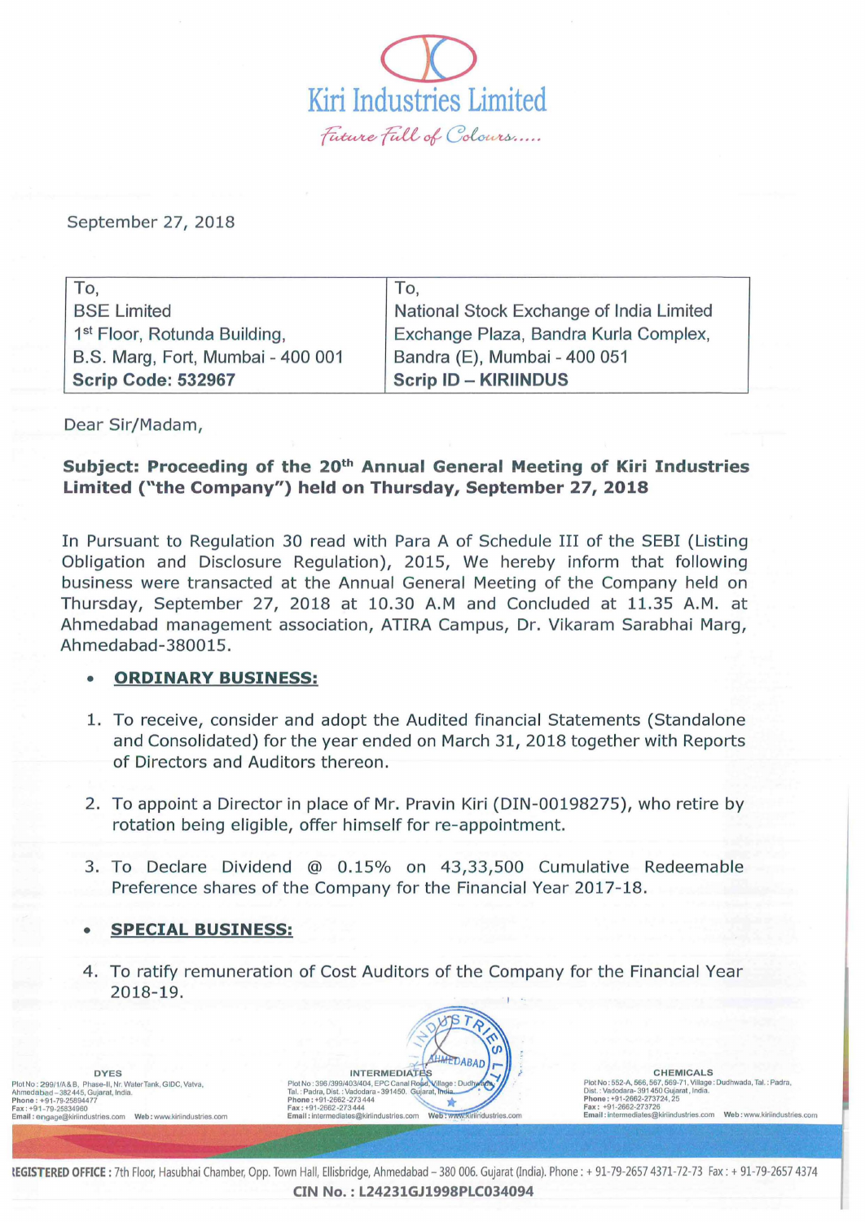# Kiri Industries Limited

*Future Full of Colours.....*

September 27, 2018

| To, | To, |
| --- | --- |
| BSE Limited | National Stock Exchange of India Limited |
| 1st Floor, Rotunda Building, | Exchange Plaza, Bandra Kurla Complex, |
| B.S. Marg, Fort, Mumbai - 400 001 | Bandra (E), Mumbai - 400 051 |
| **Scrip Code: 532967** | **Scrip ID – KIRIINDUS** |

Dear Sir/Madam,

**Subject: Proceeding of the 20th Annual General Meeting of Kiri Industries Limited ("the Company") held on Thursday, September 27, 2018**

In Pursuant to Regulation 30 read with Para A of Schedule III of the SEBI (Listing Obligation and Disclosure Regulation), 2015, We hereby inform that following business were transacted at the Annual General Meeting of the Company held on Thursday, September 27, 2018 at 10.30 A.M and Concluded at 11.35 A.M. at Ahmedabad management association, ATIRA Campus, Dr. Vikaram Sarabhai Marg, Ahmedabad-380015.

- **ORDINARY BUSINESS:**

1. To receive, consider and adopt the Audited financial Statements (Standalone and Consolidated) for the year ended on March 31, 2018 together with Reports of Directors and Auditors thereon.

2. To appoint a Director in place of Mr. Pravin Kiri (DIN-00198275), who retire by rotation being eligible, offer himself for re-appointment.

3. To Declare Dividend @ 0.15% on 43,33,500 Cumulative Redeemable Preference shares of the Company for the Financial Year 2017-18.

- **SPECIAL BUSINESS:**

4. To ratify remuneration of Cost Auditors of the Company for the Financial Year 2018-19.

**DYES**
Plot No : 299/1/A & B, Phase-II, Nr. Water Tank, GIDC, Vatva, Ahmedabad – 382 445, Gujarat, India.
Phone : +91-79-25894477
Fax : +91-79-25834960
Email : engage@kiriindustries.com Web : www.kiriindustries.com

**INTERMEDIATES**
Plot No : 396 /399/403/404, EPC Canal Road, Village : Dudhwada, Tal. : Padra, Dist. : Vadodara - 391450. Gujarat, India.
Phone : +91-2662-273 444
Fax : +91-2662-273 444
Email : intermediates@kiriindustries.com Web : www.kiriindustries.com

**CHEMICALS**
Plot No : 552-A, 566, 567, 569-71, Village : Dudhwada, Tal. : Padra, Dist. : Vadodara- 391 450 Gujarat, India.
Phone : +91-2662-273724, 25
Fax : +91-2662-273726
Email : intermediates@kiriindustries.com Web : www.kiriindustries.com

**REGISTERED OFFICE :** 7th Floor, Hasubhai Chamber, Opp. Town Hall, Ellisbridge, Ahmedabad – 380 006. Gujarat (India). Phone : + 91-79-2657 4371-72-73 Fax : + 91-79-2657 4374

**CIN No. : L24231GJ1998PLC034094**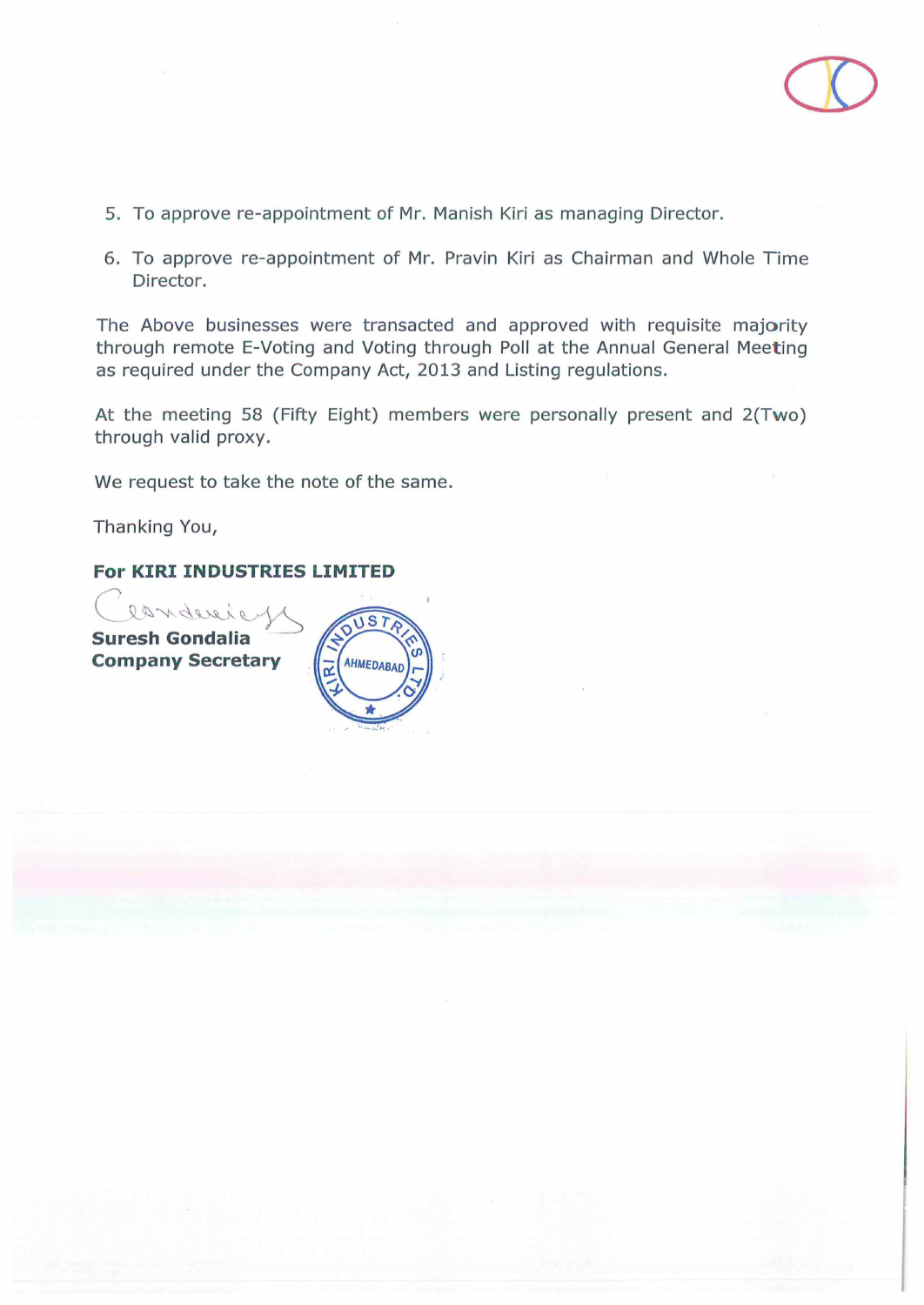5. To approve re-appointment of Mr. Manish Kiri as managing Director.

6. To approve re-appointment of Mr. Pravin Kiri as Chairman and Whole Time Director.

The Above businesses were transacted and approved with requisite majority through remote E-Voting and Voting through Poll at the Annual General Meeting as required under the Company Act, 2013 and Listing regulations.

At the meeting 58 (Fifty Eight) members were personally present and 2(Two) through valid proxy.

We request to take the note of the same.

Thanking You,

**For KIRI INDUSTRIES LIMITED**

**Suresh Gondalia**
**Company Secretary**